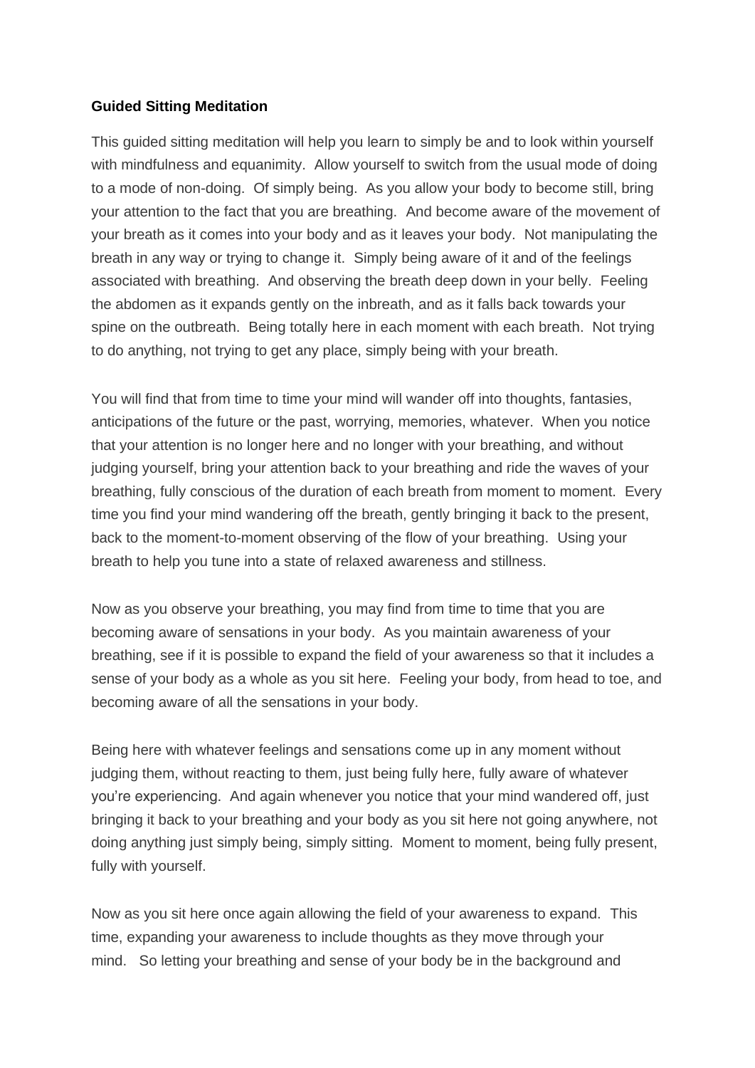**Guided Sitting Meditation**

This guided sitting meditation will help you learn to simply be and to look within yourself with mindfulness and equanimity. Allow yourself to switch from the usual mode of doing to a mode of non-doing. Of simply being. As you allow your body to become still, bring your attention to the fact that you are breathing. And become aware of the movement of your breath as it comes into your body and as it leaves your body. Not manipulating the breath in any way or trying to change it. Simply being aware of it and of the feelings associated with breathing. And observing the breath deep down in your belly. Feeling the abdomen as it expands gently on the inbreath, and as it falls back towards your spine on the outbreath. Being totally here in each moment with each breath. Not trying to do anything, not trying to get any place, simply being with your breath.

You will find that from time to time your mind will wander off into thoughts, fantasies, anticipations of the future or the past, worrying, memories, whatever. When you notice that your attention is no longer here and no longer with your breathing, and without judging yourself, bring your attention back to your breathing and ride the waves of your breathing, fully conscious of the duration of each breath from moment to moment. Every time you find your mind wandering off the breath, gently bringing it back to the present, back to the moment-to-moment observing of the flow of your breathing. Using your breath to help you tune into a state of relaxed awareness and stillness.

Now as you observe your breathing, you may find from time to time that you are becoming aware of sensations in your body. As you maintain awareness of your breathing, see if it is possible to expand the field of your awareness so that it includes a sense of your body as a whole as you sit here. Feeling your body, from head to toe, and becoming aware of all the sensations in your body.

Being here with whatever feelings and sensations come up in any moment without judging them, without reacting to them, just being fully here, fully aware of whatever you're experiencing. And again whenever you notice that your mind wandered off, just bringing it back to your breathing and your body as you sit here not going anywhere, not doing anything just simply being, simply sitting. Moment to moment, being fully present, fully with yourself.

Now as you sit here once again allowing the field of your awareness to expand. This time, expanding your awareness to include thoughts as they move through your mind. So letting your breathing and sense of your body be in the background and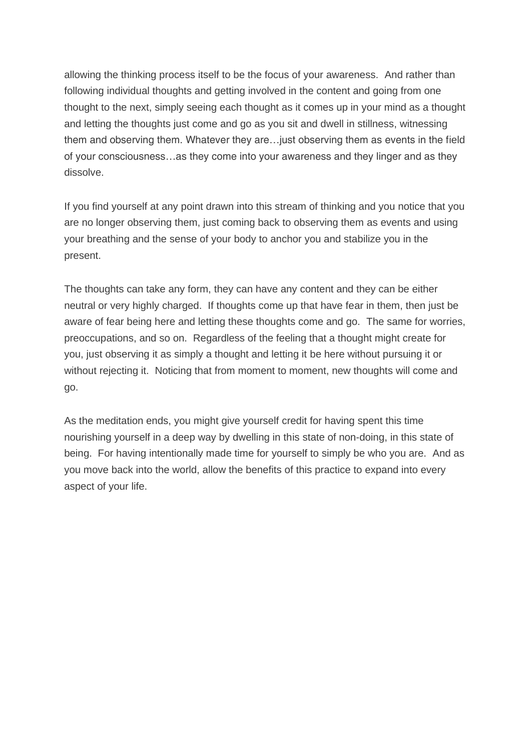allowing the thinking process itself to be the focus of your awareness.  And rather than following individual thoughts and getting involved in the content and going from one thought to the next, simply seeing each thought as it comes up in your mind as a thought and letting the thoughts just come and go as you sit and dwell in stillness, witnessing them and observing them. Whatever they are…just observing them as events in the field of your consciousness…as they come into your awareness and they linger and as they dissolve.

If you find yourself at any point drawn into this stream of thinking and you notice that you are no longer observing them, just coming back to observing them as events and using your breathing and the sense of your body to anchor you and stabilize you in the present.

The thoughts can take any form, they can have any content and they can be either neutral or very highly charged.  If thoughts come up that have fear in them, then just be aware of fear being here and letting these thoughts come and go.  The same for worries, preoccupations, and so on.  Regardless of the feeling that a thought might create for you, just observing it as simply a thought and letting it be here without pursuing it or without rejecting it.  Noticing that from moment to moment, new thoughts will come and go.

As the meditation ends, you might give yourself credit for having spent this time nourishing yourself in a deep way by dwelling in this state of non-doing, in this state of being.  For having intentionally made time for yourself to simply be who you are.  And as you move back into the world, allow the benefits of this practice to expand into every aspect of your life.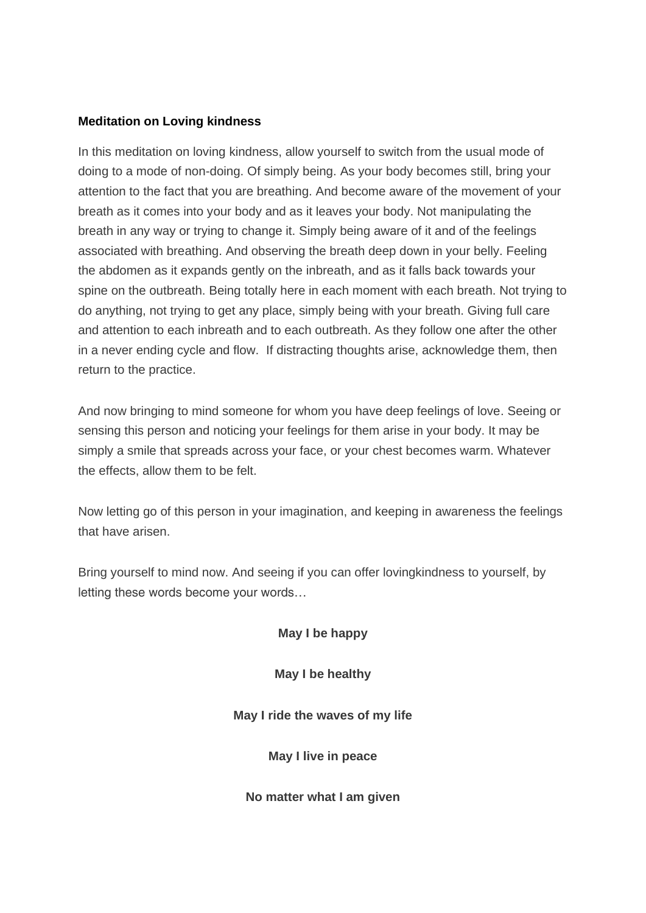**Meditation on Loving kindness**

In this meditation on loving kindness, allow yourself to switch from the usual mode of doing to a mode of non-doing. Of simply being. As your body becomes still, bring your attention to the fact that you are breathing. And become aware of the movement of your breath as it comes into your body and as it leaves your body. Not manipulating the breath in any way or trying to change it. Simply being aware of it and of the feelings associated with breathing. And observing the breath deep down in your belly. Feeling the abdomen as it expands gently on the inbreath, and as it falls back towards your spine on the outbreath. Being totally here in each moment with each breath. Not trying to do anything, not trying to get any place, simply being with your breath. Giving full care and attention to each inbreath and to each outbreath. As they follow one after the other in a never ending cycle and flow. If distracting thoughts arise, acknowledge them, then return to the practice.

And now bringing to mind someone for whom you have deep feelings of love. Seeing or sensing this person and noticing your feelings for them arise in your body. It may be simply a smile that spreads across your face, or your chest becomes warm. Whatever the effects, allow them to be felt.

Now letting go of this person in your imagination, and keeping in awareness the feelings that have arisen.

Bring yourself to mind now. And seeing if you can offer lovingkindness to yourself, by letting these words become your words…

**May I be happy**

**May I be healthy**

**May I ride the waves of my life**

**May I live in peace**

**No matter what I am given**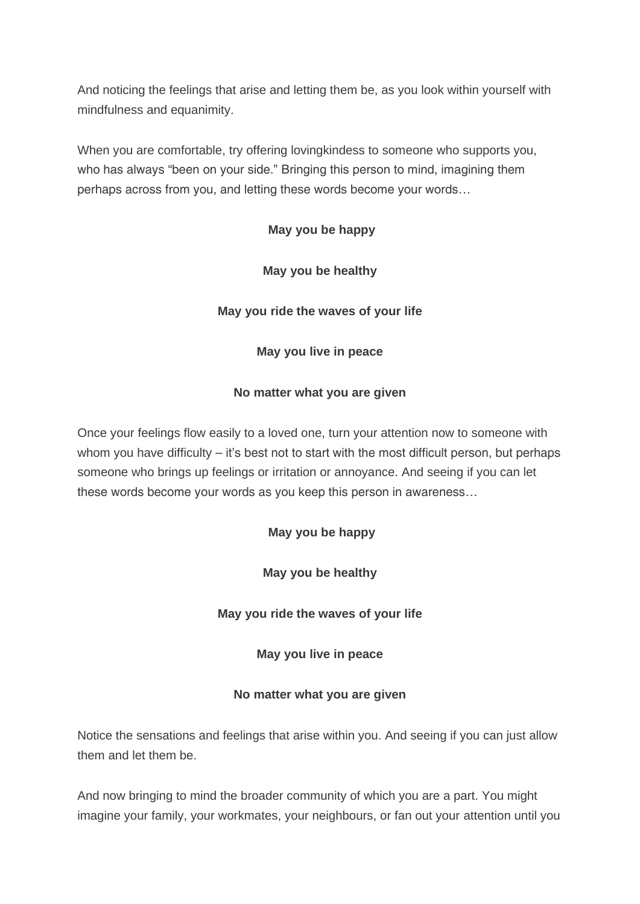And noticing the feelings that arise and letting them be, as you look within yourself with mindfulness and equanimity.

When you are comfortable, try offering lovingkindess to someone who supports you, who has always "been on your side." Bringing this person to mind, imagining them perhaps across from you, and letting these words become your words…

**May you be happy**

**May you be healthy**

**May you ride the waves of your life**

**May you live in peace**

**No matter what you are given**

Once your feelings flow easily to a loved one, turn your attention now to someone with whom you have difficulty – it's best not to start with the most difficult person, but perhaps someone who brings up feelings or irritation or annoyance. And seeing if you can let these words become your words as you keep this person in awareness…

**May you be happy**

**May you be healthy**

**May you ride the waves of your life**

**May you live in peace**

**No matter what you are given**

Notice the sensations and feelings that arise within you. And seeing if you can just allow them and let them be.

And now bringing to mind the broader community of which you are a part. You might imagine your family, your workmates, your neighbours, or fan out your attention until you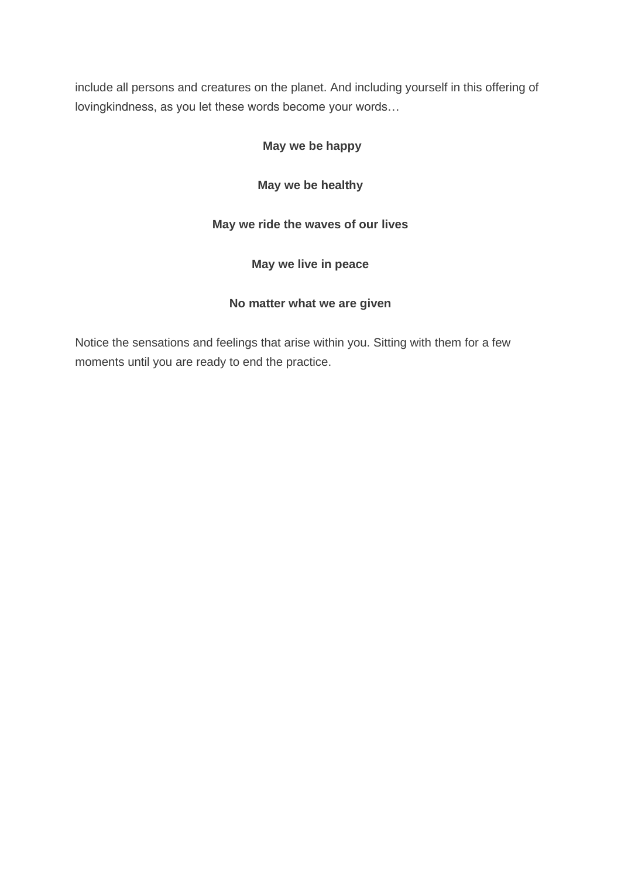include all persons and creatures on the planet. And including yourself in this offering of lovingkindness, as you let these words become your words…

**May we be happy**

**May we be healthy**

**May we ride the waves of our lives**

**May we live in peace**

**No matter what we are given**

Notice the sensations and feelings that arise within you. Sitting with them for a few moments until you are ready to end the practice.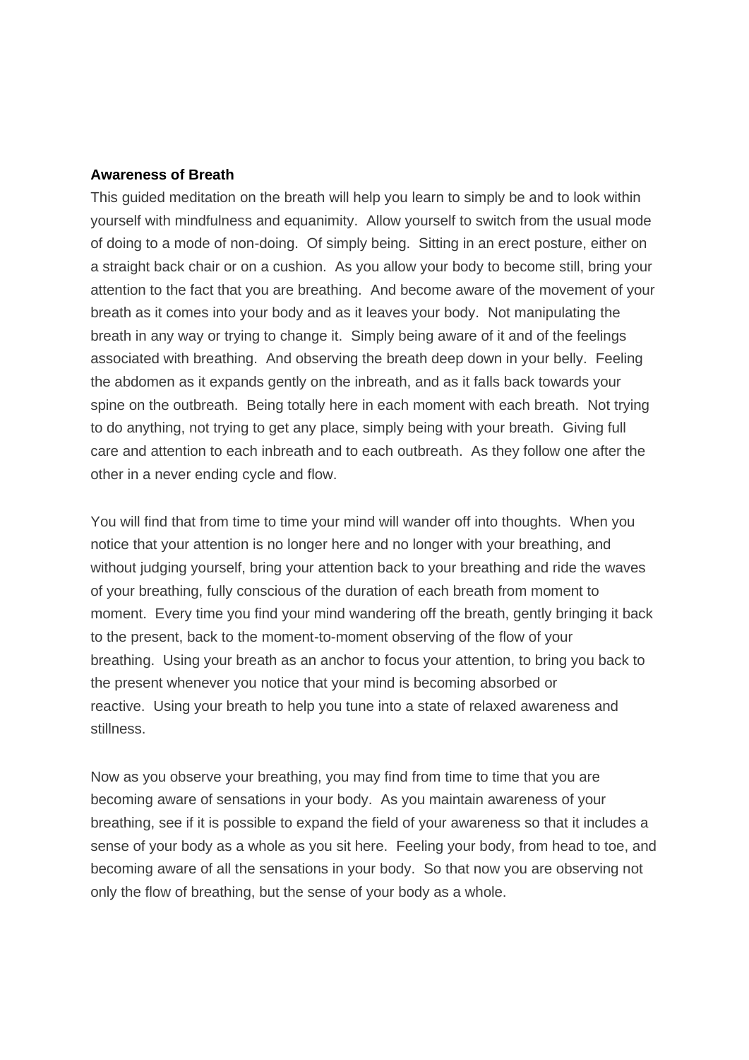**Awareness of Breath**

This guided meditation on the breath will help you learn to simply be and to look within yourself with mindfulness and equanimity. Allow yourself to switch from the usual mode of doing to a mode of non-doing. Of simply being. Sitting in an erect posture, either on a straight back chair or on a cushion. As you allow your body to become still, bring your attention to the fact that you are breathing. And become aware of the movement of your breath as it comes into your body and as it leaves your body. Not manipulating the breath in any way or trying to change it. Simply being aware of it and of the feelings associated with breathing. And observing the breath deep down in your belly. Feeling the abdomen as it expands gently on the inbreath, and as it falls back towards your spine on the outbreath. Being totally here in each moment with each breath. Not trying to do anything, not trying to get any place, simply being with your breath. Giving full care and attention to each inbreath and to each outbreath. As they follow one after the other in a never ending cycle and flow.

You will find that from time to time your mind will wander off into thoughts. When you notice that your attention is no longer here and no longer with your breathing, and without judging yourself, bring your attention back to your breathing and ride the waves of your breathing, fully conscious of the duration of each breath from moment to moment. Every time you find your mind wandering off the breath, gently bringing it back to the present, back to the moment-to-moment observing of the flow of your breathing. Using your breath as an anchor to focus your attention, to bring you back to the present whenever you notice that your mind is becoming absorbed or reactive. Using your breath to help you tune into a state of relaxed awareness and stillness.

Now as you observe your breathing, you may find from time to time that you are becoming aware of sensations in your body. As you maintain awareness of your breathing, see if it is possible to expand the field of your awareness so that it includes a sense of your body as a whole as you sit here. Feeling your body, from head to toe, and becoming aware of all the sensations in your body. So that now you are observing not only the flow of breathing, but the sense of your body as a whole.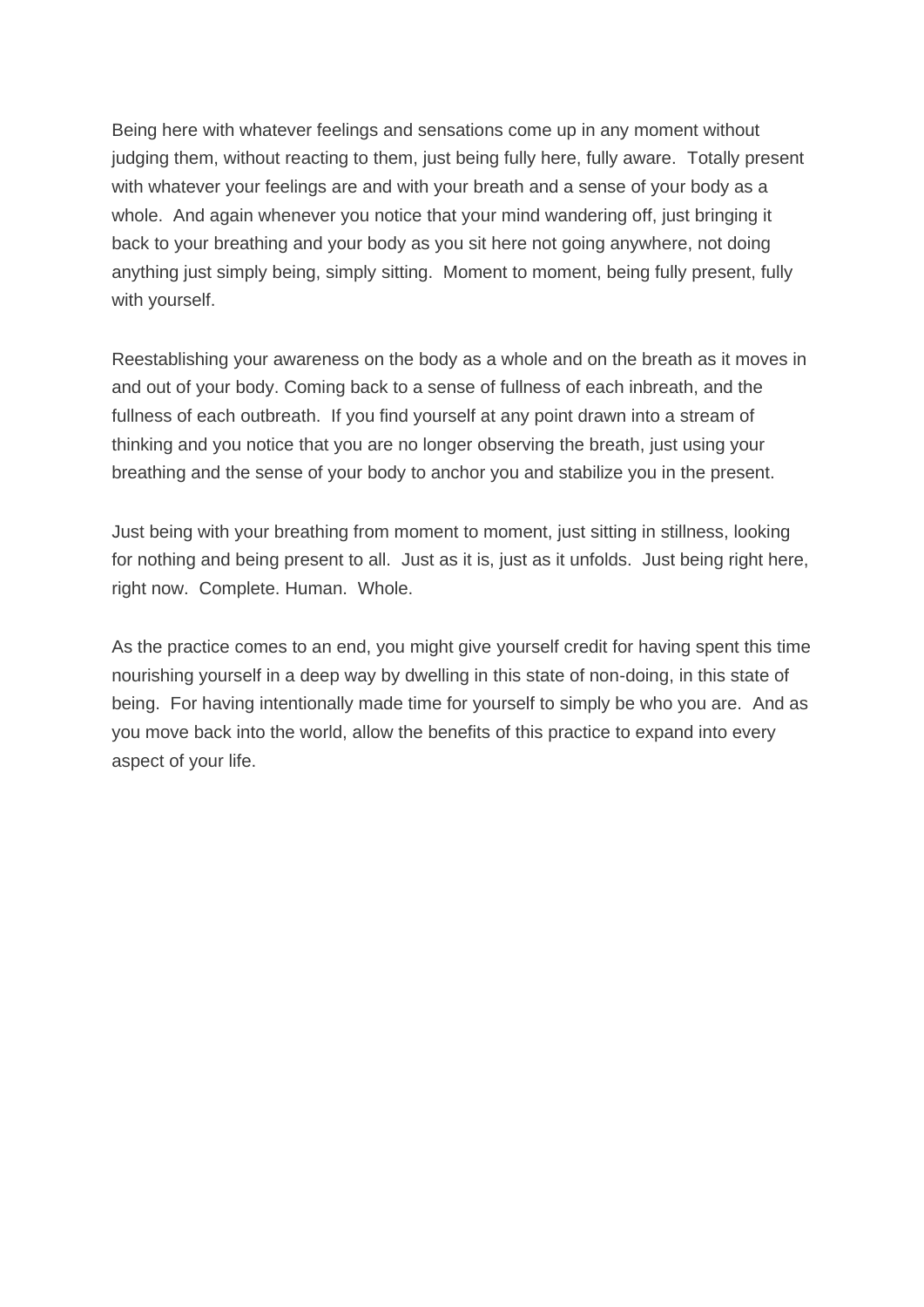Being here with whatever feelings and sensations come up in any moment without judging them, without reacting to them, just being fully here, fully aware. Totally present with whatever your feelings are and with your breath and a sense of your body as a whole. And again whenever you notice that your mind wandering off, just bringing it back to your breathing and your body as you sit here not going anywhere, not doing anything just simply being, simply sitting. Moment to moment, being fully present, fully with yourself.

Reestablishing your awareness on the body as a whole and on the breath as it moves in and out of your body. Coming back to a sense of fullness of each inbreath, and the fullness of each outbreath. If you find yourself at any point drawn into a stream of thinking and you notice that you are no longer observing the breath, just using your breathing and the sense of your body to anchor you and stabilize you in the present.

Just being with your breathing from moment to moment, just sitting in stillness, looking for nothing and being present to all. Just as it is, just as it unfolds. Just being right here, right now. Complete. Human. Whole.

As the practice comes to an end, you might give yourself credit for having spent this time nourishing yourself in a deep way by dwelling in this state of non-doing, in this state of being. For having intentionally made time for yourself to simply be who you are. And as you move back into the world, allow the benefits of this practice to expand into every aspect of your life.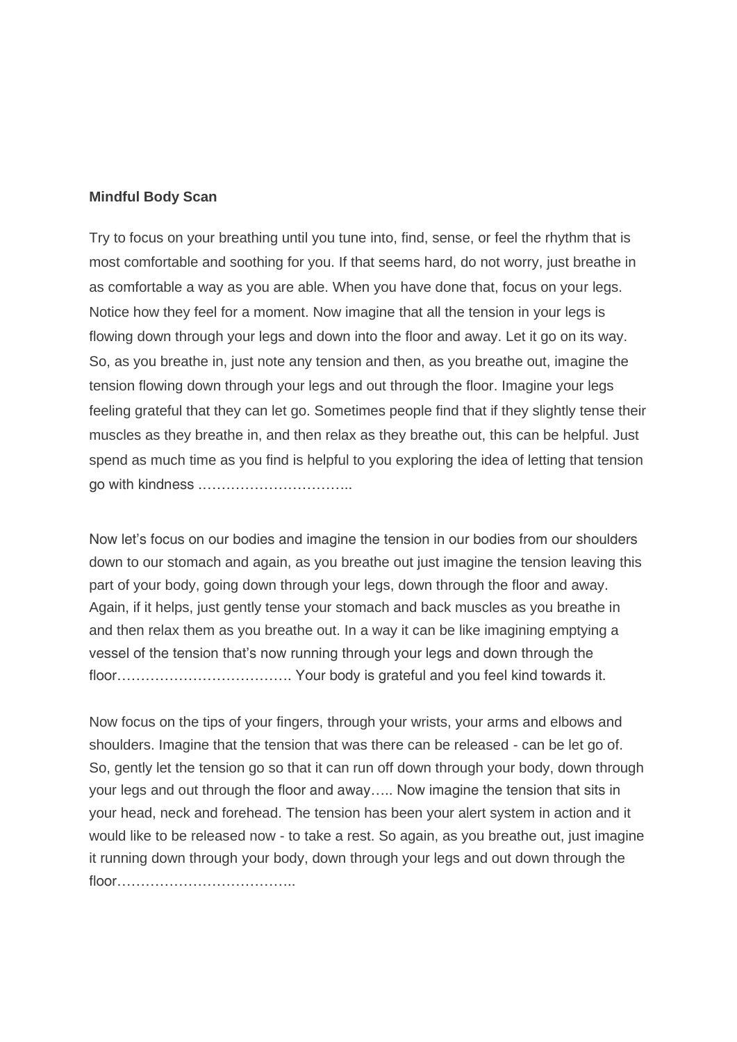**Mindful Body Scan**

Try to focus on your breathing until you tune into, find, sense, or feel the rhythm that is most comfortable and soothing for you. If that seems hard, do not worry, just breathe in as comfortable a way as you are able. When you have done that, focus on your legs. Notice how they feel for a moment. Now imagine that all the tension in your legs is flowing down through your legs and down into the floor and away. Let it go on its way. So, as you breathe in, just note any tension and then, as you breathe out, imagine the tension flowing down through your legs and out through the floor. Imagine your legs feeling grateful that they can let go. Sometimes people find that if they slightly tense their muscles as they breathe in, and then relax as they breathe out, this can be helpful. Just spend as much time as you find is helpful to you exploring the idea of letting that tension go with kindness …………………………..

Now let's focus on our bodies and imagine the tension in our bodies from our shoulders down to our stomach and again, as you breathe out just imagine the tension leaving this part of your body, going down through your legs, down through the floor and away. Again, if it helps, just gently tense your stomach and back muscles as you breathe in and then relax them as you breathe out. In a way it can be like imagining emptying a vessel of the tension that's now running through your legs and down through the floor………………………………. Your body is grateful and you feel kind towards it.

Now focus on the tips of your fingers, through your wrists, your arms and elbows and shoulders. Imagine that the tension that was there can be released - can be let go of. So, gently let the tension go so that it can run off down through your body, down through your legs and out through the floor and away….. Now imagine the tension that sits in your head, neck and forehead. The tension has been your alert system in action and it would like to be released now - to take a rest. So again, as you breathe out, just imagine it running down through your body, down through your legs and out down through the floor………………………………..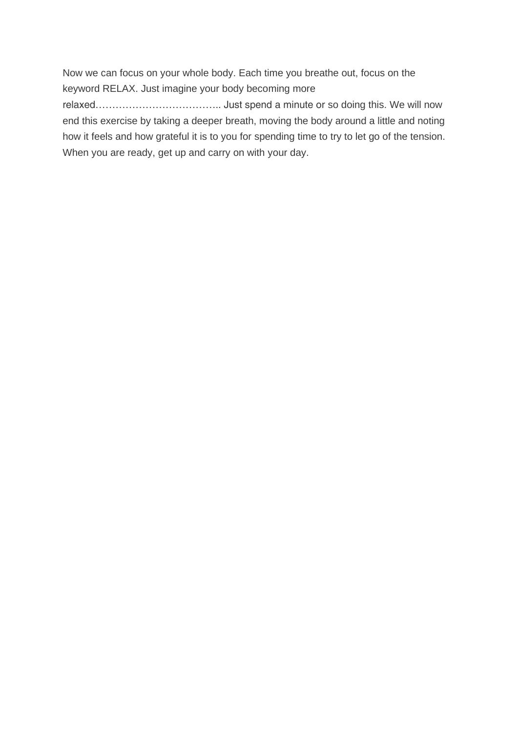Now we can focus on your whole body. Each time you breathe out, focus on the keyword RELAX. Just imagine your body becoming more relaxed……………………………….. Just spend a minute or so doing this. We will now end this exercise by taking a deeper breath, moving the body around a little and noting how it feels and how grateful it is to you for spending time to try to let go of the tension. When you are ready, get up and carry on with your day.